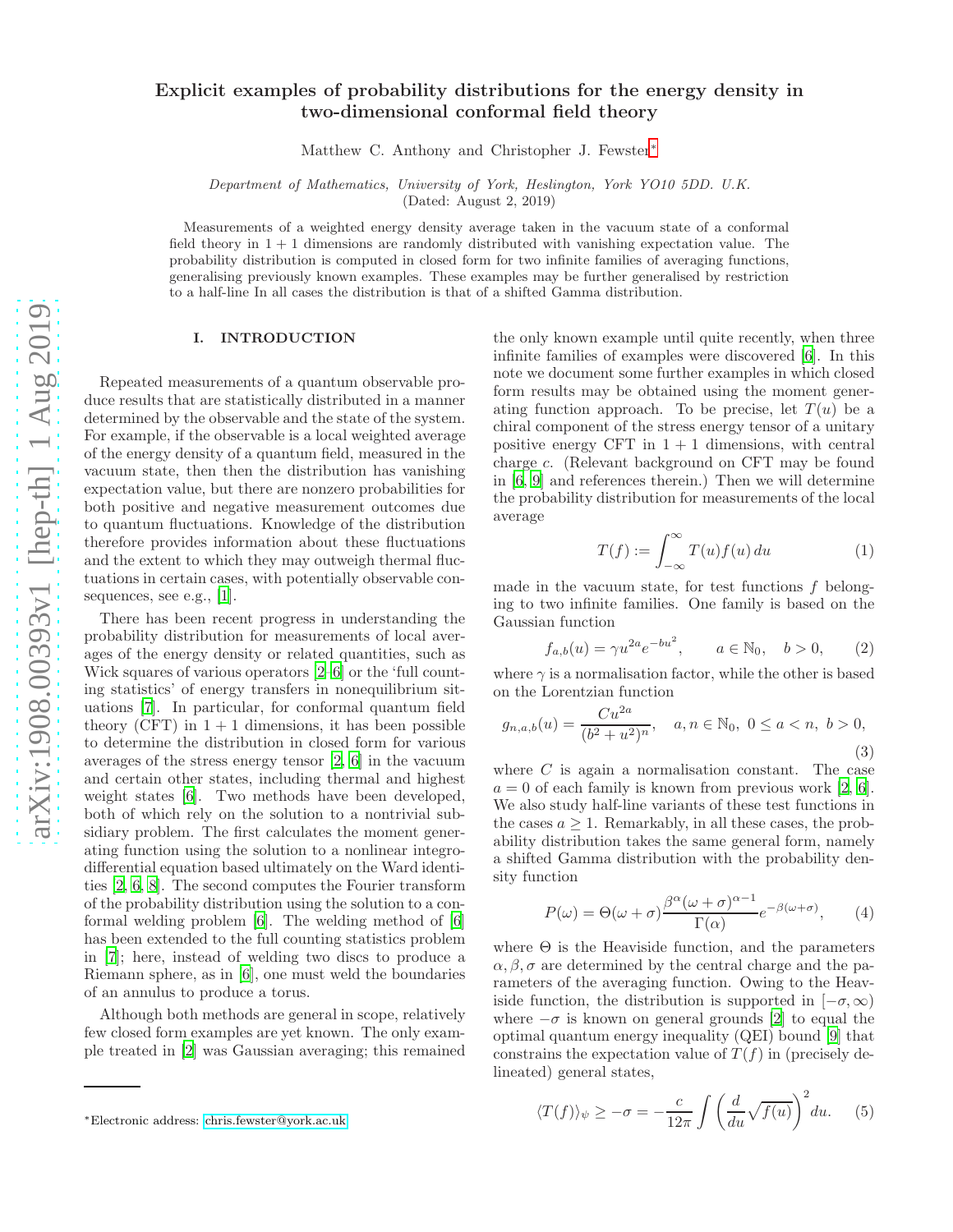# Explicit examples of probability distributions for the energy density in two-dimensional conformal field theory

Matthew C. Anthony and Christopher J. Fewster*

*Department of Mathematics, University of York, Heslington, York YO10 5DD. U.K.*
(Dated: August 2, 2019)

Measurements of a weighted energy density average taken in the vacuum state of a conformal field theory in 1 + 1 dimensions are randomly distributed with vanishing expectation value. The probability distribution is computed in closed form for two infinite families of averaging functions, generalising previously known examples. These examples may be further generalised by restriction to a half-line In all cases the distribution is that of a shifted Gamma distribution.

## I. INTRODUCTION

Repeated measurements of a quantum observable produce results that are statistically distributed in a manner determined by the observable and the state of the system. For example, if the observable is a local weighted average of the energy density of a quantum field, measured in the vacuum state, then then the distribution has vanishing expectation value, but there are nonzero probabilities for both positive and negative measurement outcomes due to quantum fluctuations. Knowledge of the distribution therefore provides information about these fluctuations and the extent to which they may outweigh thermal fluctuations in certain cases, with potentially observable consequences, see e.g., [1].

There has been recent progress in understanding the probability distribution for measurements of local averages of the energy density or related quantities, such as Wick squares of various operators [2–6] or the 'full counting statistics' of energy transfers in nonequilibrium situations [7]. In particular, for conformal quantum field theory (CFT) in 1 + 1 dimensions, it has been possible to determine the distribution in closed form for various averages of the stress energy tensor [2, 6] in the vacuum and certain other states, including thermal and highest weight states [6]. Two methods have been developed, both of which rely on the solution to a nontrivial subsidiary problem. The first calculates the moment generating function using the solution to a nonlinear integro-differential equation based ultimately on the Ward identities [2, 6, 8]. The second computes the Fourier transform of the probability distribution using the solution to a conformal welding problem [6]. The welding method of [6] has been extended to the full counting statistics problem in [7]; here, instead of welding two discs to produce a Riemann sphere, as in [6], one must weld the boundaries of an annulus to produce a torus.

Although both methods are general in scope, relatively few closed form examples are yet known. The only example treated in [2] was Gaussian averaging; this remained the only known example until quite recently, when three infinite families of examples were discovered [6]. In this note we document some further examples in which closed form results may be obtained using the moment generating function approach. To be precise, let $T(u)$ be a chiral component of the stress energy tensor of a unitary positive energy CFT in 1 + 1 dimensions, with central charge $c$. (Relevant background on CFT may be found in [6, 9] and references therein.) Then we will determine the probability distribution for measurements of the local average

$$T(f) := \int_{-\infty}^{\infty} T(u) f(u)\, du \tag{1}$$

made in the vacuum state, for test functions $f$ belonging to two infinite families. One family is based on the Gaussian function

$$f_{a,b}(u) = \gamma u^{2a} e^{-bu^2}, \qquad a \in \mathbb{N}_0, \quad b > 0, \tag{2}$$

where $\gamma$ is a normalisation factor, while the other is based on the Lorentzian function

$$g_{n,a,b}(u) = \frac{C u^{2a}}{(b^2+u^2)^n}, \quad a, n \in \mathbb{N}_0,\ 0 \le a < n,\ b > 0, \tag{3}$$

where $C$ is again a normalisation constant. The case $a = 0$ of each family is known from previous work [2, 6]. We also study half-line variants of these test functions in the cases $a \ge 1$. Remarkably, in all these cases, the probability distribution takes the same general form, namely a shifted Gamma distribution with the probability density function

$$P(\omega) = \Theta(\omega+\sigma)\frac{\beta^\alpha(\omega+\sigma)^{\alpha-1}}{\Gamma(\alpha)} e^{-\beta(\omega+\sigma)}, \tag{4}$$

where $\Theta$ is the Heaviside function, and the parameters $\alpha, \beta, \sigma$ are determined by the central charge and the parameters of the averaging function. Owing to the Heaviside function, the distribution is supported in $[-\sigma, \infty)$ where $-\sigma$ is known on general grounds [2] to equal the optimal quantum energy inequality (QEI) bound [9] that constrains the expectation value of $T(f)$ in (precisely delineated) general states,

$$\langle T(f)\rangle_\psi \ge -\sigma = -\frac{c}{12\pi}\int \left(\frac{d}{du}\sqrt{f(u)}\right)^2 du. \tag{5}$$

*Electronic address: chris.fewster@york.ac.uk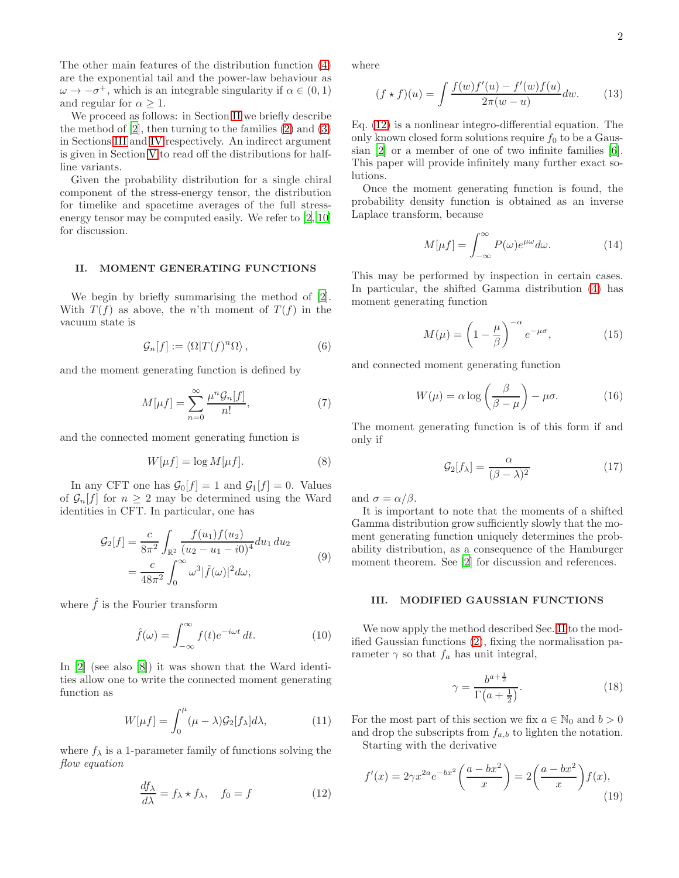The other main features of the distribution function (4) are the exponential tail and the power-law behaviour as $\omega \to -\sigma^+$, which is an integrable singularity if $\alpha \in (0,1)$ and regular for $\alpha \geq 1$.

We proceed as follows: in Section II we briefly describe the method of [2], then turning to the families (2) and (3) in Sections III and IV respectively. An indirect argument is given in Section V to read off the distributions for half-line variants.

Given the probability distribution for a single chiral component of the stress-energy tensor, the distribution for timelike and spacetime averages of the full stress-energy tensor may be computed easily. We refer to [2, 10] for discussion.

## II. MOMENT GENERATING FUNCTIONS

We begin by briefly summarising the method of [2]. With $T(f)$ as above, the $n$'th moment of $T(f)$ in the vacuum state is

$$\mathcal{G}_n[f] := \langle \Omega | T(f)^n \Omega \rangle, \tag{6}$$

and the moment generating function is defined by

$$M[\mu f] = \sum_{n=0}^{\infty} \frac{\mu^n \mathcal{G}_n[f]}{n!}, \tag{7}$$

and the connected moment generating function is

$$W[\mu f] = \log M[\mu f]. \tag{8}$$

In any CFT one has $\mathcal{G}_0[f] = 1$ and $\mathcal{G}_1[f] = 0$. Values of $\mathcal{G}_n[f]$ for $n \geq 2$ may be determined using the Ward identities in CFT. In particular, one has

$$\begin{aligned}\mathcal{G}_2[f] &= \frac{c}{8\pi^2} \int_{\mathbb{R}^2} \frac{f(u_1)f(u_2)}{(u_2 - u_1 - i0)^4} du_1\, du_2 \\ &= \frac{c}{48\pi^2} \int_0^{\infty} \omega^3 |\hat{f}(\omega)|^2 d\omega,\end{aligned} \tag{9}$$

where $\hat{f}$ is the Fourier transform

$$\hat{f}(\omega) = \int_{-\infty}^{\infty} f(t) e^{-i\omega t}\, dt. \tag{10}$$

In [2] (see also [8]) it was shown that the Ward identities allow one to write the connected moment generating function as

$$W[\mu f] = \int_0^{\mu} (\mu - \lambda) \mathcal{G}_2[f_\lambda] d\lambda, \tag{11}$$

where $f_\lambda$ is a 1-parameter family of functions solving the *flow equation*

$$\frac{df_\lambda}{d\lambda} = f_\lambda \star f_\lambda, \quad f_0 = f \tag{12}$$

where

$$(f \star f)(u) = \int \frac{f(w)f'(u) - f'(w)f(u)}{2\pi(w-u)} dw. \tag{13}$$

Eq. (12) is a nonlinear integro-differential equation. The only known closed form solutions require $f_0$ to be a Gaussian [2] or a member of one of two infinite families [6]. This paper will provide infinitely many further exact solutions.

Once the moment generating function is found, the probability density function is obtained as an inverse Laplace transform, because

$$M[\mu f] = \int_{-\infty}^{\infty} P(\omega) e^{\mu\omega} d\omega. \tag{14}$$

This may be performed by inspection in certain cases. In particular, the shifted Gamma distribution (4) has moment generating function

$$M(\mu) = \left(1 - \frac{\mu}{\beta}\right)^{-\alpha} e^{-\mu\sigma}, \tag{15}$$

and connected moment generating function

$$W(\mu) = \alpha \log\left(\frac{\beta}{\beta - \mu}\right) - \mu\sigma. \tag{16}$$

The moment generating function is of this form if and only if

$$\mathcal{G}_2[f_\lambda] = \frac{\alpha}{(\beta - \lambda)^2} \tag{17}$$

and $\sigma = \alpha/\beta$.

It is important to note that the moments of a shifted Gamma distribution grow sufficiently slowly that the moment generating function uniquely determines the probability distribution, as a consequence of the Hamburger moment theorem. See [2] for discussion and references.

## III. MODIFIED GAUSSIAN FUNCTIONS

We now apply the method described Sec. II to the modified Gaussian functions (2), fixing the normalisation parameter $\gamma$ so that $f_a$ has unit integral,

$$\gamma = \frac{b^{a+\frac{1}{2}}}{\Gamma\left(a + \frac{1}{2}\right)}. \tag{18}$$

For the most part of this section we fix $a \in \mathbb{N}_0$ and $b > 0$ and drop the subscripts from $f_{a,b}$ to lighten the notation.

Starting with the derivative

$$f'(x) = 2\gamma x^{2a} e^{-bx^2}\left(\frac{a - bx^2}{x}\right) = 2\left(\frac{a - bx^2}{x}\right) f(x), \tag{19}$$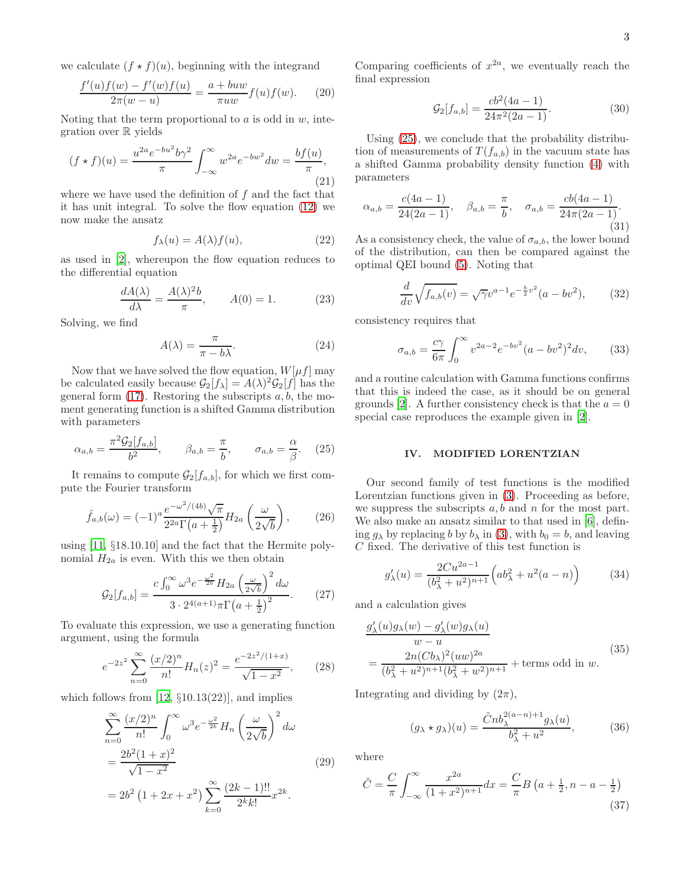we calculate $(f \star f)(u)$, beginning with the integrand

$$\frac{f'(u)f(w) - f'(w)f(u)}{2\pi(w-u)} = \frac{a + buw}{\pi uw} f(u)f(w). \tag{20}$$

Noting that the term proportional to $a$ is odd in $w$, integration over $\mathbb{R}$ yields

$$(f \star f)(u) = \frac{u^{2a}e^{-bu^2}b\gamma^2}{\pi}\int_{-\infty}^{\infty} w^{2a}e^{-bw^2}dw = \frac{bf(u)}{\pi}, \tag{21}$$

where we have used the definition of $f$ and the fact that it has unit integral. To solve the flow equation (12) we now make the ansatz

$$f_\lambda(u) = A(\lambda)f(u), \tag{22}$$

as used in [2], whereupon the flow equation reduces to the differential equation

$$\frac{dA(\lambda)}{d\lambda} = \frac{A(\lambda)^2 b}{\pi}, \qquad A(0) = 1. \tag{23}$$

Solving, we find

$$A(\lambda) = \frac{\pi}{\pi - b\lambda}. \tag{24}$$

Now that we have solved the flow equation, $W[\mu f]$ may be calculated easily because $\mathcal{G}_2[f_\lambda] = A(\lambda)^2\mathcal{G}_2[f]$ has the general form (17). Restoring the subscripts $a, b$, the moment generating function is a shifted Gamma distribution with parameters

$$\alpha_{a,b} = \frac{\pi^2\mathcal{G}_2[f_{a,b}]}{b^2}, \qquad \beta_{a,b} = \frac{\pi}{b}, \qquad \sigma_{a,b} = \frac{\alpha}{\beta}. \tag{25}$$

It remains to compute $\mathcal{G}_2[f_{a,b}]$, for which we first compute the Fourier transform

$$\hat{f}_{a,b}(\omega) = (-1)^a \frac{e^{-\omega^2/(4b)}\sqrt{\pi}}{2^{2a}\Gamma\left(a+\frac{1}{2}\right)} H_{2a}\left(\frac{\omega}{2\sqrt{b}}\right), \tag{26}$$

using [11, §18.10.10] and the fact that the Hermite polynomial $H_{2a}$ is even. With this we then obtain

$$\mathcal{G}_2[f_{a,b}] = \frac{c\int_0^\infty \omega^3 e^{-\frac{\omega^2}{2b}} H_{2a}\left(\frac{\omega}{2\sqrt{b}}\right)^2 d\omega}{3\cdot 2^{4(a+1)}\pi\Gamma\left(a+\frac{1}{2}\right)^2}. \tag{27}$$

To evaluate this expression, we use a generating function argument, using the formula

$$e^{-2z^2}\sum_{n=0}^\infty \frac{(x/2)^n}{n!}H_n(z)^2 = \frac{e^{-2z^2/(1+x)}}{\sqrt{1-x^2}}, \tag{28}$$

which follows from [12, §10.13(22)], and implies

$$\begin{aligned}
&\sum_{n=0}^\infty \frac{(x/2)^n}{n!}\int_0^\infty \omega^3 e^{-\frac{\omega^2}{2b}} H_n\left(\frac{\omega}{2\sqrt{b}}\right)^2 d\omega \\
&= \frac{2b^2(1+x)^2}{\sqrt{1-x^2}} \\
&= 2b^2\left(1+2x+x^2\right)\sum_{k=0}^\infty \frac{(2k-1)!!}{2^k k!}x^{2k}.
\end{aligned} \tag{29}$$

Comparing coefficients of $x^{2a}$, we eventually reach the final expression

$$\mathcal{G}_2[f_{a,b}] = \frac{cb^2(4a-1)}{24\pi^2(2a-1)}. \tag{30}$$

Using (25), we conclude that the probability distribution of measurements of $T(f_{a,b})$ in the vacuum state has a shifted Gamma probability density function (4) with parameters

$$\alpha_{a,b} = \frac{c(4a-1)}{24(2a-1)}, \quad \beta_{a,b} = \frac{\pi}{b}, \quad \sigma_{a,b} = \frac{cb(4a-1)}{24\pi(2a-1)}. \tag{31}$$

As a consistency check, the value of $\sigma_{a,b}$, the lower bound of the distribution, can then be compared against the optimal QEI bound (5). Noting that

$$\frac{d}{dv}\sqrt{f_{a,b}(v)} = \sqrt{\gamma}v^{a-1}e^{-\frac{b}{2}v^2}(a - bv^2), \tag{32}$$

consistency requires that

$$\sigma_{a,b} = \frac{c\gamma}{6\pi}\int_0^\infty v^{2a-2}e^{-bv^2}(a-bv^2)^2 dv, \tag{33}$$

and a routine calculation with Gamma functions confirms that this is indeed the case, as it should be on general grounds [2]. A further consistency check is that the $a = 0$ special case reproduces the example given in [2].

## IV. MODIFIED LORENTZIAN

Our second family of test functions is the modified Lorentzian functions given in (3). Proceeding as before, we suppress the subscripts $a, b$ and $n$ for the most part. We also make an ansatz similar to that used in [6], defining $g_\lambda$ by replacing $b$ by $b_\lambda$ in (3), with $b_0 = b$, and leaving $C$ fixed. The derivative of this test function is

$$g'_\lambda(u) = \frac{2Cu^{2a-1}}{(b_\lambda^2 + u^2)^{n+1}}\Big(ab_\lambda^2 + u^2(a-n)\Big) \tag{34}$$

and a calculation gives

$$\begin{aligned}
&\frac{g'_\lambda(u)g_\lambda(w) - g'_\lambda(w)g_\lambda(u)}{w-u} \\
&= \frac{2n(Cb_\lambda)^2(uw)^{2a}}{(b_\lambda^2+u^2)^{n+1}(b_\lambda^2+w^2)^{n+1}} + \text{terms odd in } w.
\end{aligned} \tag{35}$$

Integrating and dividing by $(2\pi)$,

$$(g_\lambda \star g_\lambda)(u) = \frac{\tilde{C}nb_\lambda^{2(a-n)+1}g_\lambda(u)}{b_\lambda^2 + u^2}, \tag{36}$$

where

$$\tilde{C} = \frac{C}{\pi}\int_{-\infty}^\infty \frac{x^{2a}}{(1+x^2)^{n+1}}dx = \frac{C}{\pi}B\left(a+\tfrac{1}{2}, n-a-\tfrac{1}{2}\right) \tag{37}$$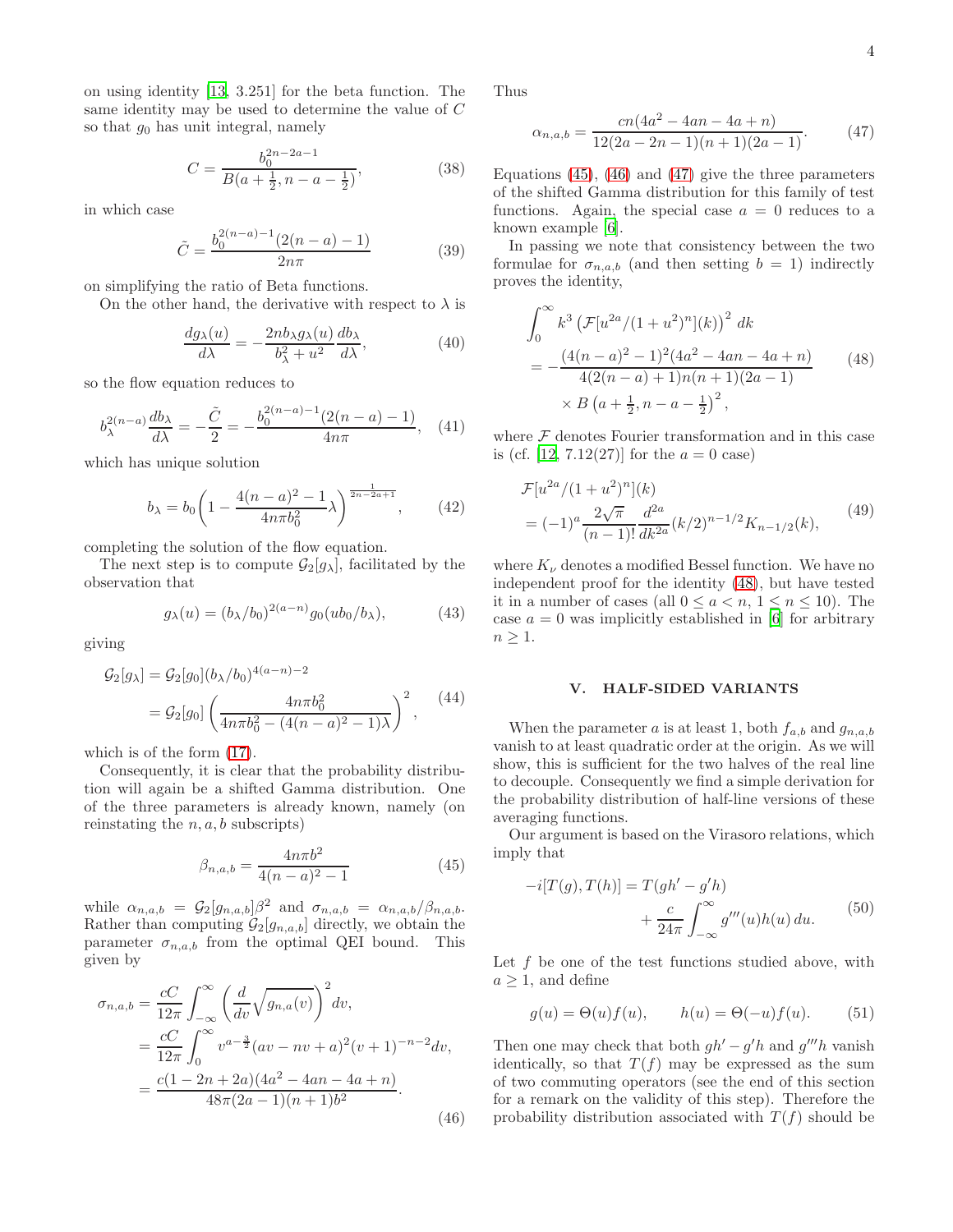on using identity [13, 3.251] for the beta function. The same identity may be used to determine the value of $C$ so that $g_0$ has unit integral, namely

$$C = \frac{b_0^{2n-2a-1}}{B(a+\frac{1}{2}, n-a-\frac{1}{2})}, \tag{38}$$

in which case

$$\tilde{C} = \frac{b_0^{2(n-a)-1}(2(n-a)-1)}{2n\pi} \tag{39}$$

on simplifying the ratio of Beta functions.

On the other hand, the derivative with respect to $\lambda$ is

$$\frac{dg_\lambda(u)}{d\lambda} = -\frac{2nb_\lambda g_\lambda(u)}{b_\lambda^2 + u^2}\frac{db_\lambda}{d\lambda}, \tag{40}$$

so the flow equation reduces to

$$b_\lambda^{2(n-a)}\frac{db_\lambda}{d\lambda} = -\frac{\tilde{C}}{2} = -\frac{b_0^{2(n-a)-1}(2(n-a)-1)}{4n\pi}, \tag{41}$$

which has unique solution

$$b_\lambda = b_0\left(1 - \frac{4(n-a)^2-1}{4n\pi b_0^2}\lambda\right)^{\frac{1}{2n-2a+1}}, \tag{42}$$

completing the solution of the flow equation.

The next step is to compute $\mathcal{G}_2[g_\lambda]$, facilitated by the observation that

$$g_\lambda(u) = (b_\lambda/b_0)^{2(a-n)}g_0(ub_0/b_\lambda), \tag{43}$$

giving

$$\begin{aligned}\mathcal{G}_2[g_\lambda] &= \mathcal{G}_2[g_0](b_\lambda/b_0)^{4(a-n)-2} \\ &= \mathcal{G}_2[g_0]\left(\frac{4n\pi b_0^2}{4n\pi b_0^2 - (4(n-a)^2-1)\lambda}\right)^2,\end{aligned} \tag{44}$$

which is of the form (17).

Consequently, it is clear that the probability distribution will again be a shifted Gamma distribution. One of the three parameters is already known, namely (on reinstating the $n, a, b$ subscripts)

$$\beta_{n,a,b} = \frac{4n\pi b^2}{4(n-a)^2-1} \tag{45}$$

while $\alpha_{n,a,b} = \mathcal{G}_2[g_{n,a,b}]\beta^2$ and $\sigma_{n,a,b} = \alpha_{n,a,b}/\beta_{n,a,b}$. Rather than computing $\mathcal{G}_2[g_{n,a,b}]$ directly, we obtain the parameter $\sigma_{n,a,b}$ from the optimal QEI bound. This given by

$$\begin{aligned}\sigma_{n,a,b} &= \frac{cC}{12\pi}\int_{-\infty}^{\infty}\left(\frac{d}{dv}\sqrt{g_{n,a}(v)}\right)^2 dv, \\ &= \frac{cC}{12\pi}\int_0^\infty v^{a-\frac{3}{2}}(av-nv+a)^2(v+1)^{-n-2}dv, \\ &= \frac{c(1-2n+2a)(4a^2-4an-4a+n)}{48\pi(2a-1)(n+1)b^2}.\end{aligned} \tag{46}$$

Thus

$$\alpha_{n,a,b} = \frac{cn(4a^2-4an-4a+n)}{12(2a-2n-1)(n+1)(2a-1)}. \tag{47}$$

Equations (45), (46) and (47) give the three parameters of the shifted Gamma distribution for this family of test functions. Again, the special case $a = 0$ reduces to a known example [6].

In passing we note that consistency between the two formulae for $\sigma_{n,a,b}$ (and then setting $b = 1$) indirectly proves the identity,

$$\begin{aligned}&\int_0^\infty k^3\left(\mathcal{F}[u^{2a}/(1+u^2)^n](k)\right)^2 dk \\ &= -\frac{(4(n-a)^2-1)^2(4a^2-4an-4a+n)}{4(2(n-a)+1)n(n+1)(2a-1)} \\ &\quad\times B\left(a+\tfrac{1}{2}, n-a-\tfrac{1}{2}\right)^2,\end{aligned} \tag{48}$$

where $\mathcal{F}$ denotes Fourier transformation and in this case is (cf. [12, 7.12(27)] for the $a = 0$ case)

$$\begin{aligned}&\mathcal{F}[u^{2a}/(1+u^2)^n](k) \\ &= (-1)^a\frac{2\sqrt{\pi}}{(n-1)!}\frac{d^{2a}}{dk^{2a}}(k/2)^{n-1/2}K_{n-1/2}(k),\end{aligned} \tag{49}$$

where $K_\nu$ denotes a modified Bessel function. We have no independent proof for the identity (48), but have tested it in a number of cases (all $0 \le a < n$, $1 \le n \le 10$). The case $a = 0$ was implicitly established in [6] for arbitrary $n \ge 1$.

## V. HALF-SIDED VARIANTS

When the parameter $a$ is at least 1, both $f_{a,b}$ and $g_{n,a,b}$ vanish to at least quadratic order at the origin. As we will show, this is sufficient for the two halves of the real line to decouple. Consequently we find a simple derivation for the probability distribution of half-line versions of these averaging functions.

Our argument is based on the Virasoro relations, which imply that

$$\begin{aligned}-i[T(g), T(h)] &= T(gh' - g'h) \\ &\quad + \frac{c}{24\pi}\int_{-\infty}^{\infty} g'''(u)h(u)\,du.\end{aligned} \tag{50}$$

Let $f$ be one of the test functions studied above, with $a \ge 1$, and define

$$g(u) = \Theta(u)f(u), \qquad h(u) = \Theta(-u)f(u). \tag{51}$$

Then one may check that both $gh' - g'h$ and $g'''h$ vanish identically, so that $T(f)$ may be expressed as the sum of two commuting operators (see the end of this section for a remark on the validity of this step). Therefore the probability distribution associated with $T(f)$ should be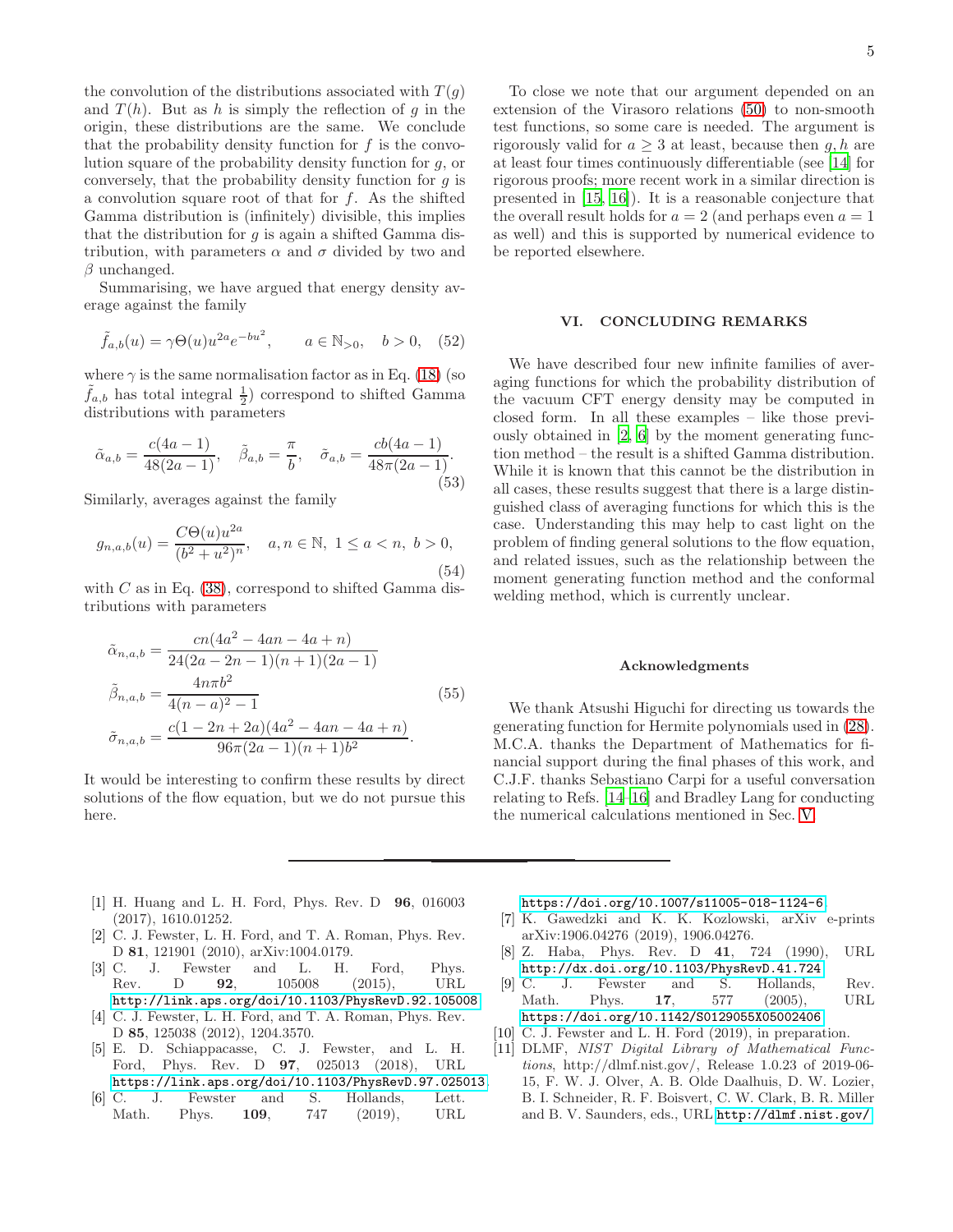the convolution of the distributions associated with $T(g)$ and $T(h)$. But as $h$ is simply the reflection of $g$ in the origin, these distributions are the same. We conclude that the probability density function for $f$ is the convolution square of the probability density function for $g$, or conversely, that the probability density function for $g$ is a convolution square root of that for $f$. As the shifted Gamma distribution is (infinitely) divisible, this implies that the distribution for $g$ is again a shifted Gamma distribution, with parameters $\alpha$ and $\sigma$ divided by two and $\beta$ unchanged.

Summarising, we have argued that energy density average against the family

$$\tilde{f}_{a,b}(u) = \gamma \Theta(u) u^{2a} e^{-bu^2}, \qquad a \in \mathbb{N}_{>0}, \quad b > 0, \quad (52)$$

where $\gamma$ is the same normalisation factor as in Eq. (18) (so $\tilde{f}_{a,b}$ has total integral $\frac{1}{2}$) correspond to shifted Gamma distributions with parameters

$$\tilde{\alpha}_{a,b} = \frac{c(4a-1)}{48(2a-1)}, \quad \tilde{\beta}_{a,b} = \frac{\pi}{b}, \quad \tilde{\sigma}_{a,b} = \frac{cb(4a-1)}{48\pi(2a-1)}. \quad (53)$$

Similarly, averages against the family

$$g_{n,a,b}(u) = \frac{C\Theta(u)u^{2a}}{(b^2+u^2)^n}, \quad a, n \in \mathbb{N},\ 1 \le a < n,\ b > 0, \quad (54)$$

with $C$ as in Eq. (38), correspond to shifted Gamma distributions with parameters

$$\begin{aligned}
\tilde{\alpha}_{n,a,b} &= \frac{cn(4a^2 - 4an - 4a + n)}{24(2a - 2n - 1)(n+1)(2a-1)} \\
\tilde{\beta}_{n,a,b} &= \frac{4n\pi b^2}{4(n-a)^2 - 1} \\
\tilde{\sigma}_{n,a,b} &= \frac{c(1 - 2n + 2a)(4a^2 - 4an - 4a + n)}{96\pi(2a-1)(n+1)b^2}.
\end{aligned} \quad (55)$$

It would be interesting to confirm these results by direct solutions of the flow equation, but we do not pursue this here.

To close we note that our argument depended on an extension of the Virasoro relations (50) to non-smooth test functions, so some care is needed. The argument is rigorously valid for $a \ge 3$ at least, because then $g, h$ are at least four times continuously differentiable (see [14] for rigorous proofs; more recent work in a similar direction is presented in [15, 16]). It is a reasonable conjecture that the overall result holds for $a = 2$ (and perhaps even $a = 1$ as well) and this is supported by numerical evidence to be reported elsewhere.

## VI. CONCLUDING REMARKS

We have described four new infinite families of averaging functions for which the probability distribution of the vacuum CFT energy density may be computed in closed form. In all these examples – like those previously obtained in [2, 6] by the moment generating function method – the result is a shifted Gamma distribution. While it is known that this cannot be the distribution in all cases, these results suggest that there is a large distinguished class of averaging functions for which this is the case. Understanding this may help to cast light on the problem of finding general solutions to the flow equation, and related issues, such as the relationship between the moment generating function method and the conformal welding method, which is currently unclear.

### Acknowledgments

We thank Atsushi Higuchi for directing us towards the generating function for Hermite polynomials used in (28). M.C.A. thanks the Department of Mathematics for financial support during the final phases of this work, and C.J.F. thanks Sebastiano Carpi for a useful conversation relating to Refs. [14–16] and Bradley Lang for conducting the numerical calculations mentioned in Sec. V.

---

[1] H. Huang and L. H. Ford, Phys. Rev. D **96**, 016003 (2017), 1610.01252.

[2] C. J. Fewster, L. H. Ford, and T. A. Roman, Phys. Rev. D **81**, 121901 (2010), arXiv:1004.0179.

[3] C. J. Fewster and L. H. Ford, Phys. Rev. D **92**, 105008 (2015), URL http://link.aps.org/doi/10.1103/PhysRevD.92.105008.

[4] C. J. Fewster, L. H. Ford, and T. A. Roman, Phys. Rev. D **85**, 125038 (2012), 1204.3570.

[5] E. D. Schiappacasse, C. J. Fewster, and L. H. Ford, Phys. Rev. D **97**, 025013 (2018), URL https://link.aps.org/doi/10.1103/PhysRevD.97.025013.

[6] C. J. Fewster and S. Hollands, Lett. Math. Phys. **109**, 747 (2019), URL https://doi.org/10.1007/s11005-018-1124-6.

[7] K. Gawedzki and K. K. Kozlowski, arXiv e-prints arXiv:1906.04276 (2019), 1906.04276.

[8] Z. Haba, Phys. Rev. D **41**, 724 (1990), URL http://dx.doi.org/10.1103/PhysRevD.41.724.

[9] C. J. Fewster and S. Hollands, Rev. Math. Phys. **17**, 577 (2005), URL https://doi.org/10.1142/S0129055X05002406.

[10] C. J. Fewster and L. H. Ford (2019), in preparation.

[11] DLMF, *NIST Digital Library of Mathematical Functions*, http://dlmf.nist.gov/, Release 1.0.23 of 2019-06-15, F. W. J. Olver, A. B. Olde Daalhuis, D. W. Lozier, B. I. Schneider, R. F. Boisvert, C. W. Clark, B. R. Miller and B. V. Saunders, eds., URL http://dlmf.nist.gov/.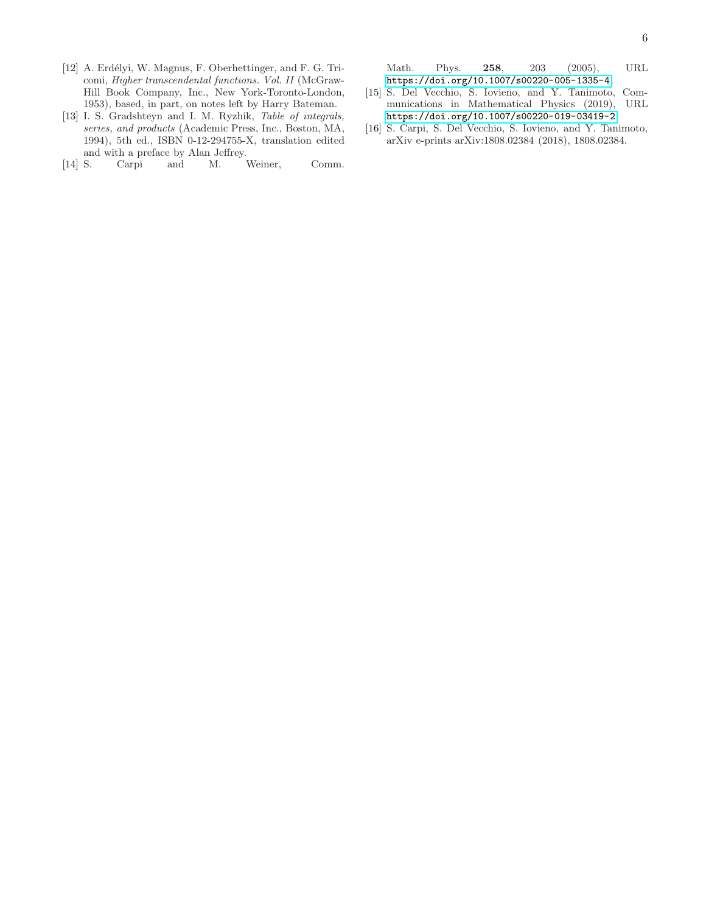[12] A. Erdélyi, W. Magnus, F. Oberhettinger, and F. G. Tricomi, *Higher transcendental functions. Vol. II* (McGraw-Hill Book Company, Inc., New York-Toronto-London, 1953), based, in part, on notes left by Harry Bateman.

[13] I. S. Gradshteyn and I. M. Ryzhik, *Table of integrals, series, and products* (Academic Press, Inc., Boston, MA, 1994), 5th ed., ISBN 0-12-294755-X, translation edited and with a preface by Alan Jeffrey.

[14] S. Carpi and M. Weiner, Comm. Math. Phys. **258**, 203 (2005), URL https://doi.org/10.1007/s00220-005-1335-4.

[15] S. Del Vecchio, S. Iovieno, and Y. Tanimoto, Communications in Mathematical Physics (2019), URL https://doi.org/10.1007/s00220-019-03419-2.

[16] S. Carpi, S. Del Vecchio, S. Iovieno, and Y. Tanimoto, arXiv e-prints arXiv:1808.02384 (2018), 1808.02384.